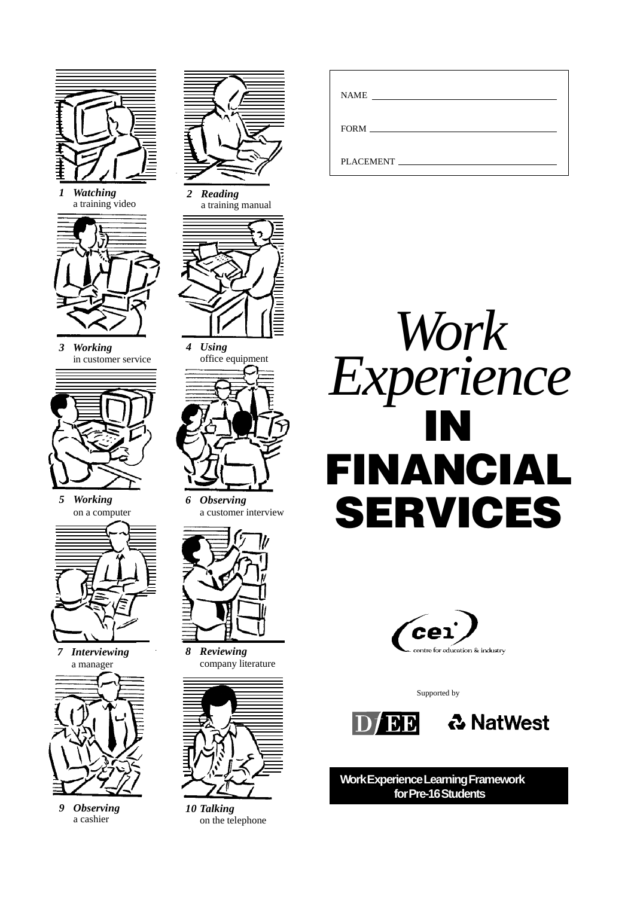NAME ______________________________

FORM ______________________________

PLACEMENT ______________________________

# *Work Experience* IN FINANCIAL SERVICES

1 ***Watching*** a training video

2 ***Reading*** a training manual

3 ***Working*** in customer service

4 ***Using*** office equipment

5 ***Working*** on a computer

6 ***Observing*** a customer interview

7 ***Interviewing*** a manager

8 ***Reviewing*** company literature

9 ***Observing*** a cashier

10 ***Talking*** on the telephone

cei centre for education & industry

Supported by

DfEE NatWest

**Work Experience Learning Framework for Pre-16 Students**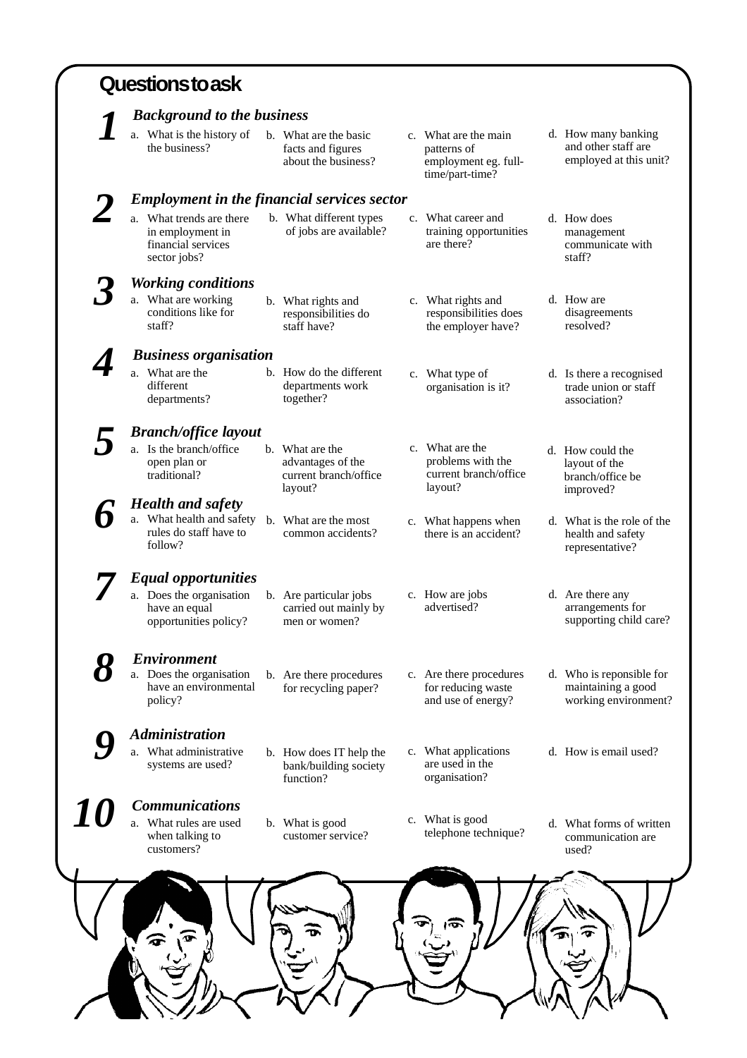# Questions to ask

## 1 Background to the business

a. What is the history of the business?

b. What are the basic facts and figures about the business?

c. What are the main patterns of employment eg. full-time/part-time?

d. How many banking and other staff are employed at this unit?

## 2 Employment in the financial services sector

a. What trends are there in employment in financial services sector jobs?

b. What different types of jobs are available?

c. What career and training opportunities are there?

d. How does management communicate with staff?

## 3 Working conditions

a. What are working conditions like for staff?

b. What rights and responsibilities do staff have?

c. What rights and responsibilities does the employer have?

d. How are disagreements resolved?

## 4 Business organisation

a. What are the different departments?

b. How do the different departments work together?

c. What type of organisation is it?

d. Is there a recognised trade union or staff association?

## 5 Branch/office layout

a. Is the branch/office open plan or traditional?

b. What are the advantages of the current branch/office layout?

c. What are the problems with the current branch/office layout?

d. How could the layout of the branch/office be improved?

## 6 Health and safety

a. What health and safety rules do staff have to follow?

b. What are the most common accidents?

c. What happens when there is an accident?

d. What is the role of the health and safety representative?

## 7 Equal opportunities

a. Does the organisation have an equal opportunities policy?

b. Are particular jobs carried out mainly by men or women?

c. How are jobs advertised?

d. Are there any arrangements for supporting child care?

## 8 Environment

a. Does the organisation have an environmental policy?

b. Are there procedures for recycling paper?

c. Are there procedures for reducing waste and use of energy?

d. Who is reponsible for maintaining a good working environment?

## 9 Administration

a. What administrative systems are used?

b. How does IT help the bank/building society function?

c. What applications are used in the organisation?

d. How is email used?

## 10 Communications

a. What rules are used when talking to customers?

b. What is good customer service?

c. What is good telephone technique?

d. What forms of written communication are used?